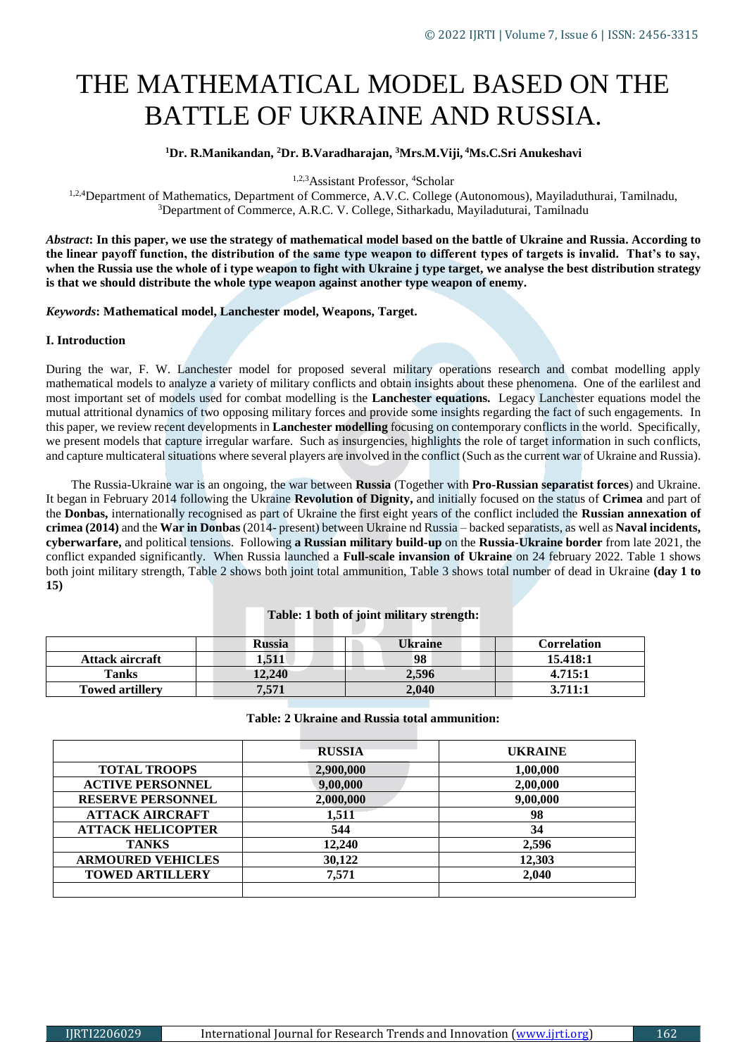# THE MATHEMATICAL MODEL BASED ON THE BATTLE OF UKRAINE AND RUSSIA.

**[1]Dr. R.Manikandan, [2]Dr. B.Varadharajan, [3]Mrs.M.Viji, [4]Ms.C.Sri Anukeshavi**

[1,2,3]Assistant Professor, [4]Scholar

[1,2,4]Department of Mathematics, Department of Commerce, A.V.C. College (Autonomous), Mayiladuthurai, Tamilnadu, [3]Department of Commerce, A.R.C. V. College, Sitharkadu, Mayiladuturai, Tamilnadu

***Abstract*: In this paper, we use the strategy of mathematical model based on the battle of Ukraine and Russia. According to the linear payoff function, the distribution of the same type weapon to different types of targets is invalid. That's to say, when the Russia use the whole of i type weapon to fight with Ukraine j type target, we analyse the best distribution strategy is that we should distribute the whole type weapon against another type weapon of enemy.**

***Keywords*: Mathematical model, Lanchester model, Weapons, Target.**

## I. Introduction

During the war, F. W. Lanchester model for proposed several military operations research and combat modelling apply mathematical models to analyze a variety of military conflicts and obtain insights about these phenomena. One of the earliest and most important set of models used for combat modelling is the **Lanchester equations.** Legacy Lanchester equations model the mutual attritional dynamics of two opposing military forces and provide some insights regarding the fact of such engagements. In this paper, we review recent developments in **Lanchester modelling** focusing on contemporary conflicts in the world. Specifically, we present models that capture irregular warfare. Such as insurgencies, highlights the role of target information in such conflicts, and capture multicateral situations where several players are involved in the conflict (Such as the current war of Ukraine and Russia).

The Russia-Ukraine war is an ongoing, the war between **Russia** (Together with **Pro-Russian separatist forces**) and Ukraine. It began in February 2014 following the Ukraine **Revolution of Dignity,** and initially focused on the status of **Crimea** and part of the **Donbas,** internationally recognised as part of Ukraine the first eight years of the conflict included the **Russian annexation of crimea (2014)** and the **War in Donbas** (2014- present) between Ukraine nd Russia – backed separatists, as well as **Naval incidents, cyberwarfare,** and political tensions. Following **a Russian military build-up** on the **Russia-Ukraine border** from late 2021, the conflict expanded significantly. When Russia launched a **Full-scale invansion of Ukraine** on 24 february 2022. Table 1 shows both joint military strength, Table 2 shows both joint total ammunition, Table 3 shows total number of dead in Ukraine **(day 1 to 15)**

**Table: 1 both of joint military strength:**

| | Russia | Ukraine | Correlation |
|---|---|---|---|
| **Attack aircraft** | **1,511** | **98** | **15.418:1** |
| **Tanks** | **12,240** | **2,596** | **4.715:1** |
| **Towed artillery** | **7,571** | **2,040** | **3.711:1** |

**Table: 2 Ukraine and Russia total ammunition:**

| | RUSSIA | UKRAINE |
|---|---|---|
| **TOTAL TROOPS** | **2,900,000** | **1,00,000** |
| **ACTIVE PERSONNEL** | **9,00,000** | **2,00,000** |
| **RESERVE PERSONNEL** | **2,000,000** | **9,00,000** |
| **ATTACK AIRCRAFT** | **1,511** | **98** |
| **ATTACK HELICOPTER** | **544** | **34** |
| **TANKS** | **12,240** | **2,596** |
| **ARMOURED VEHICLES** | **30,122** | **12,303** |
| **TOWED ARTILLERY** | **7,571** | **2,040** |
| | | |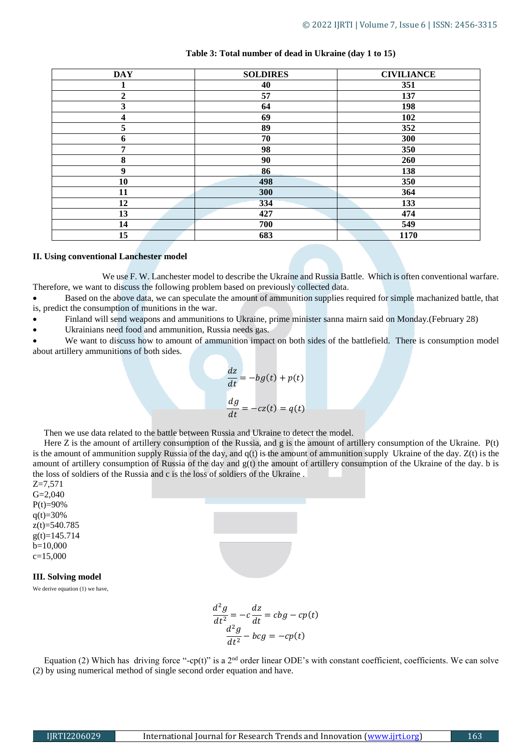**Table 3: Total number of dead in Ukraine (day 1 to 15)**

| DAY | SOLDIRES | CIVILIANCE |
|---|---|---|
| 1 | 40 | 351 |
| 2 | 57 | 137 |
| 3 | 64 | 198 |
| 4 | 69 | 102 |
| 5 | 89 | 352 |
| 6 | 70 | 300 |
| 7 | 98 | 350 |
| 8 | 90 | 260 |
| 9 | 86 | 138 |
| 10 | 498 | 350 |
| 11 | 300 | 364 |
| 12 | 334 | 133 |
| 13 | 427 | 474 |
| 14 | 700 | 549 |
| 15 | 683 | 1170 |

## II. Using conventional Lanchester model

We use F. W. Lanchester model to describe the Ukraine and Russia Battle. Which is often conventional warfare. Therefore, we want to discuss the following problem based on previously collected data.

- Based on the above data, we can speculate the amount of ammunition supplies required for simple machanized battle, that is, predict the consumption of munitions in the war.
- Finland will send weapons and ammunitions to Ukraine, prime minister sanna mairn said on Monday.(February 28)
- Ukrainians need food and ammunition, Russia needs gas.
- We want to discuss how to amount of ammunition impact on both sides of the battlefield. There is consumption model about artillery ammunitions of both sides.

$$\frac{dz}{dt} = -bg(t) + p(t)$$

$$\frac{dg}{dt} = -cz(t) = q(t)$$

Then we use data related to the battle between Russia and Ukraine to detect the model.

Here Z is the amount of artillery consumption of the Russia, and g is the amount of artillery consumption of the Ukraine. P(t) is the amount of ammunition supply Russia of the day, and q(t) is the amount of ammunition supply Ukraine of the day. Z(t) is the amount of artillery consumption of Russia of the day and g(t) the amount of artillery consumption of the Ukraine of the day. b is the loss of soldiers of the Russia and c is the loss of soldiers of the Ukraine .

Z=7,571
G=2,040
P(t)=90%
q(t)=30%
z(t)=540.785
g(t)=145.714
b=10,000
c=15,000

## III. Solving model

We derive equation (1) we have,

$$\frac{d^2g}{dt^2} = -c\frac{dz}{dt} = cbg - cp(t)$$

$$\frac{d^2g}{dt^2} - bcg = -cp(t)$$

Equation (2) Which has driving force "-cp(t)" is a 2nd order linear ODE's with constant coefficient, coefficients. We can solve (2) by using numerical method of single second order equation and have.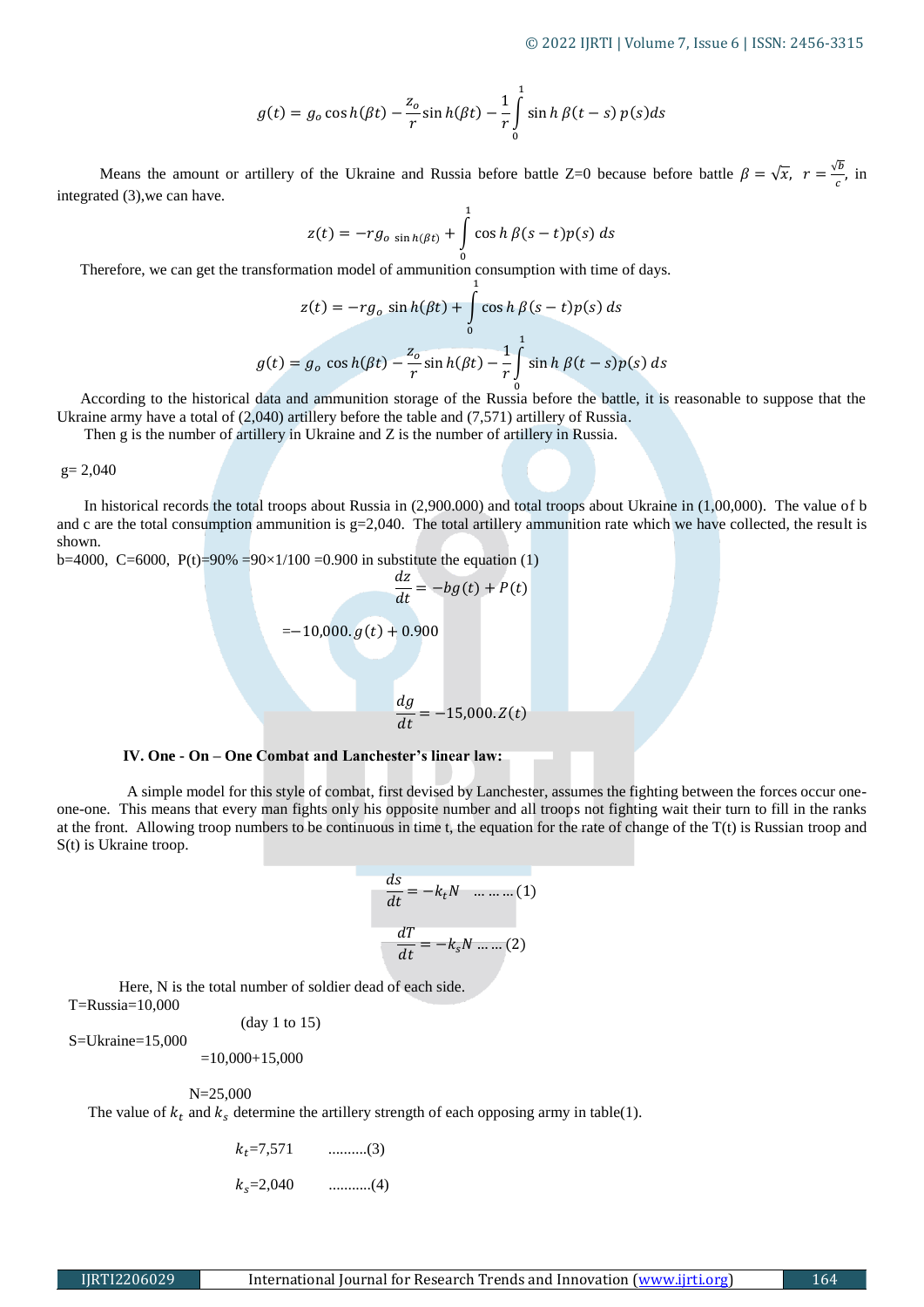$$g(t) = g_o \cos h(\beta t) - \frac{z_o}{r}\sin h(\beta t) - \frac{1}{r}\int_0^1 \sin h\, \beta(t-s)\, p(s) ds$$

Means the amount or artillery of the Ukraine and Russia before battle Z=0 because before battle $\beta = \sqrt{x}$, $r = \frac{\sqrt{b}}{c}$, in integrated (3),we can have.

$$z(t) = -rg_{o\ \sin h(\beta t)} + \int_0^1 \cos h\, \beta(s-t)p(s)\, ds$$

Therefore, we can get the transformation model of ammunition consumption with time of days.

$$z(t) = -rg_o \sin h(\beta t) + \int_0^1 \cos h\, \beta(s-t)p(s)\, ds$$

$$g(t) = g_o \cos h(\beta t) - \frac{z_o}{r}\sin h(\beta t) - \frac{1}{r}\int_0^1 \sin h\, \beta(t-s)p(s)\, ds$$

According to the historical data and ammunition storage of the Russia before the battle, it is reasonable to suppose that the Ukraine army have a total of (2,040) artillery before the table and (7,571) artillery of Russia.

Then g is the number of artillery in Ukraine and Z is the number of artillery in Russia.

g= 2,040

In historical records the total troops about Russia in (2,900.000) and total troops about Ukraine in (1,00,000). The value of b and c are the total consumption ammunition is g=2,040. The total artillery ammunition rate which we have collected, the result is shown.

b=4000, C=6000, P(t)=90% =90×1/100 =0.900 in substitute the equation (1)

$$\frac{dz}{dt} = -bg(t) + P(t)$$

$$= -10{,}000.\,g(t) + 0.900$$

$$\frac{dg}{dt} = -15{,}000.\,Z(t)$$

### IV. One - On – One Combat and Lanchester's linear law:

A simple model for this style of combat, first devised by Lanchester, assumes the fighting between the forces occur one-one-one. This means that every man fights only his opposite number and all troops not fighting wait their turn to fill in the ranks at the front. Allowing troop numbers to be continuous in time t, the equation for the rate of change of the T(t) is Russian troop and S(t) is Ukraine troop.

$$\frac{ds}{dt} = -k_t N \quad \dots\dots(1)$$

$$\frac{dT}{dt} = -k_s N \dots\dots(2)$$

Here, N is the total number of soldier dead of each side.

T=Russia=10,000

(day 1 to 15)

S=Ukraine=15,000

=10,000+15,000

N=25,000

The value of $k_t$ and $k_s$ determine the artillery strength of each opposing army in table(1).

$k_t$=7,571 ..........(3)

$k_s$=2,040 ...........(4)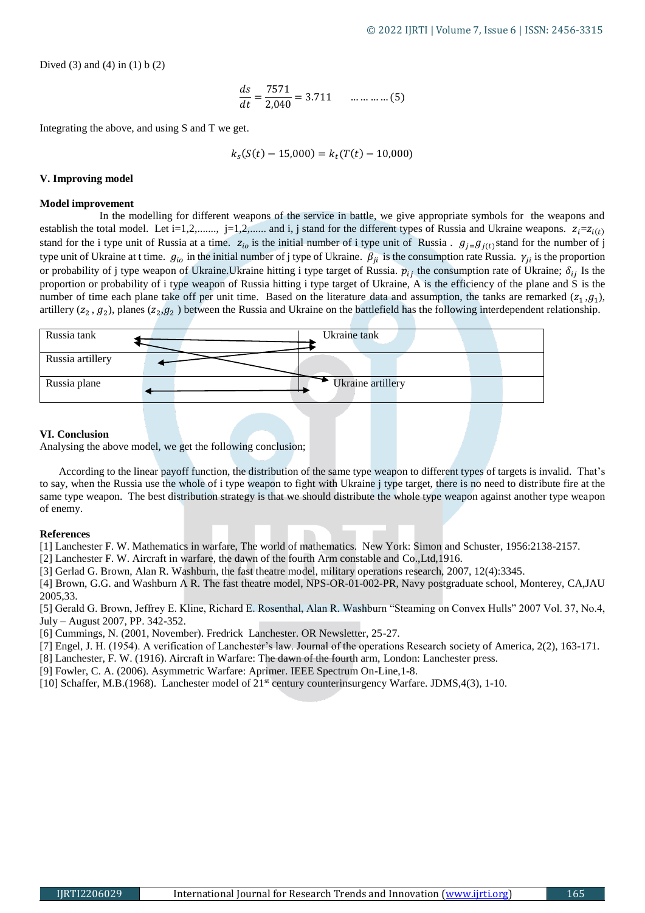Dived (3) and (4) in (1) b (2)

$$\frac{ds}{dt} = \frac{7571}{2{,}040} = 3.711 \qquad \ldots\ldots\ldots\ldots(5)$$

Integrating the above, and using S and T we get.

$$k_s(S(t) - 15{,}000) = k_t(T(t) - 10{,}000)$$

### V. Improving model

**Model improvement**

In the modelling for different weapons of the service in battle, we give appropriate symbols for the weapons and establish the total model. Let i=1,2,......., j=1,2,...... and i, j stand for the different types of Russia and Ukraine weapons. $z_i$=$z_{i(t)}$ stand for the i type unit of Russia at a time. $z_{io}$ is the initial number of i type unit of Russia . $g_{j=}g_{j(t)}$ stand for the number of j type unit of Ukraine at t time. $g_{io}$ in the initial number of j type of Ukraine. $\beta_{ji}$ is the consumption rate Russia. $\gamma_{ji}$ is the proportion or probability of j type weapon of Ukraine.Ukraine hitting i type target of Russia. $p_{ij}$ the consumption rate of Ukraine; $\delta_{ij}$ Is the proportion or probability of i type weapon of Russia hitting i type target of Ukraine, A is the efficiency of the plane and S is the number of time each plane take off per unit time. Based on the literature data and assumption, the tanks are remarked ($z_1$ ,$g_1$), artillery ($z_2$ , $g_2$), planes ($z_2$,$g_2$ ) between the Russia and Ukraine on the battlefield has the following interdependent relationship.

| | |
|---|---|
| Russia tank | Ukraine tank |
| Russia artillery | |
| Russia plane | Ukraine artillery |

### VI. Conclusion

Analysing the above model, we get the following conclusion;

According to the linear payoff function, the distribution of the same type weapon to different types of targets is invalid. That's to say, when the Russia use the whole of i type weapon to fight with Ukraine j type target, there is no need to distribute fire at the same type weapon. The best distribution strategy is that we should distribute the whole type weapon against another type weapon of enemy.

### References

[1] Lanchester F. W. Mathematics in warfare, The world of mathematics. New York: Simon and Schuster, 1956:2138-2157.
[2] Lanchester F. W. Aircraft in warfare, the dawn of the fourth Arm constable and Co.,Ltd,1916.
[3] Gerlad G. Brown, Alan R. Washburn, the fast theatre model, military operations research, 2007, 12(4):3345.
[4] Brown, G.G. and Washburn A R. The fast theatre model, NPS-OR-01-002-PR, Navy postgraduate school, Monterey, CA,JAU 2005,33.
[5] Gerald G. Brown, Jeffrey E. Kline, Richard E. Rosenthal, Alan R. Washburn "Steaming on Convex Hulls" 2007 Vol. 37, No.4, July – August 2007, PP. 342-352.
[6] Cummings, N. (2001, November). Fredrick Lanchester. OR Newsletter, 25-27.
[7] Engel, J. H. (1954). A verification of Lanchester's law. Journal of the operations Research society of America, 2(2), 163-171.
[8] Lanchester, F. W. (1916). Aircraft in Warfare: The dawn of the fourth arm, London: Lanchester press.
[9] Fowler, C. A. (2006). Asymmetric Warfare: Aprimer. IEEE Spectrum On-Line,1-8.
[10] Schaffer, M.B.(1968). Lanchester model of 21st century counterinsurgency Warfare. JDMS,4(3), 1-10.